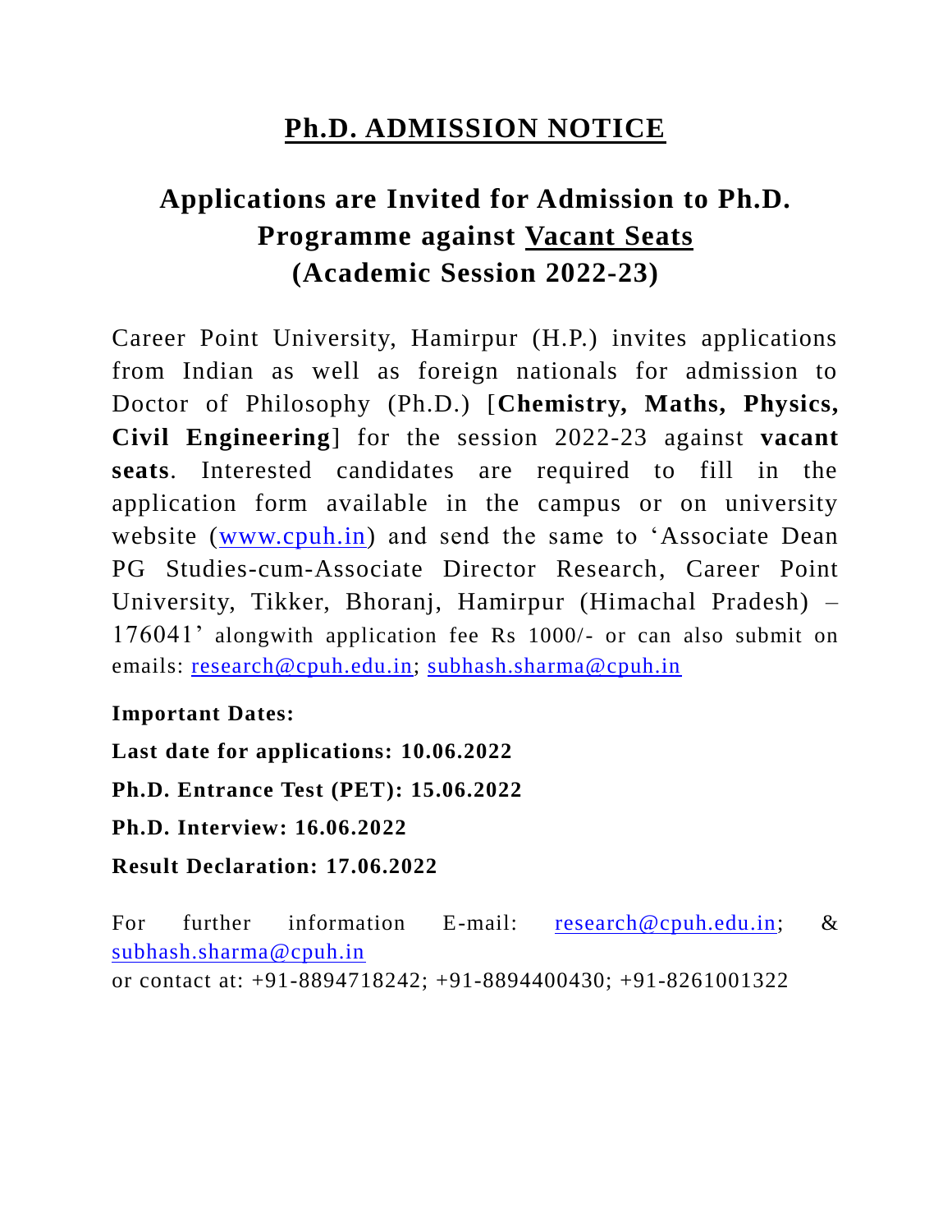# Ph.D. ADMISSION NOTICE

## Applications are Invited for Admission to Ph.D. Programme against Vacant Seats (Academic Session 2022-23)

Career Point University, Hamirpur (H.P.) invites applications from Indian as well as foreign nationals for admission to Doctor of Philosophy (Ph.D.) [**Chemistry, Maths, Physics, Civil Engineering**] for the session 2022-23 against **vacant seats**. Interested candidates are required to fill in the application form available in the campus or on university website (www.cpuh.in) and send the same to 'Associate Dean PG Studies-cum-Associate Director Research, Career Point University, Tikker, Bhoranj, Hamirpur (Himachal Pradesh) – 176041' alongwith application fee Rs 1000/- or can also submit on emails: research@cpuh.edu.in; subhash.sharma@cpuh.in

**Important Dates:**

**Last date for applications: 10.06.2022**

**Ph.D. Entrance Test (PET): 15.06.2022**

**Ph.D. Interview: 16.06.2022**

**Result Declaration: 17.06.2022**

For further information E-mail: research@cpuh.edu.in; & subhash.sharma@cpuh.in
or contact at: +91-8894718242; +91-8894400430; +91-8261001322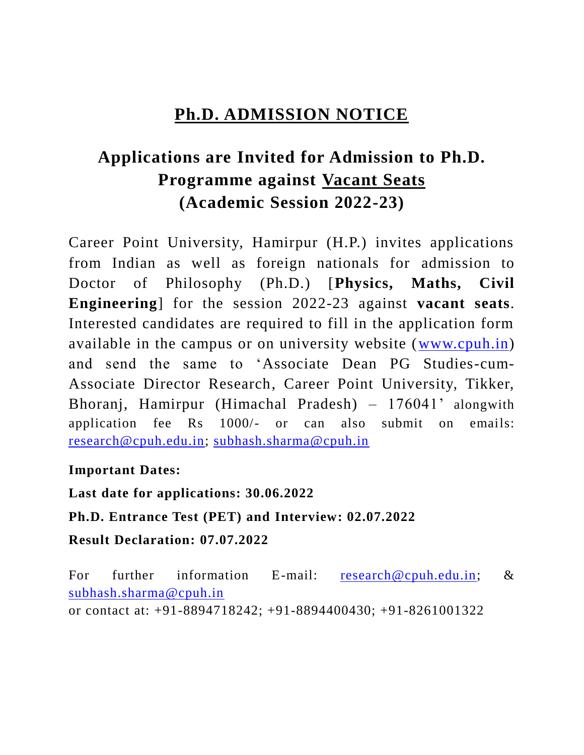# Ph.D. ADMISSION NOTICE

## Applications are Invited for Admission to Ph.D. Programme against Vacant Seats (Academic Session 2022-23)

Career Point University, Hamirpur (H.P.) invites applications from Indian as well as foreign nationals for admission to Doctor of Philosophy (Ph.D.) [**Physics, Maths, Civil Engineering**] for the session 2022-23 against **vacant seats**. Interested candidates are required to fill in the application form available in the campus or on university website (www.cpuh.in) and send the same to 'Associate Dean PG Studies-cum-Associate Director Research, Career Point University, Tikker, Bhoranj, Hamirpur (Himachal Pradesh) – 176041' alongwith application fee Rs 1000/- or can also submit on emails: research@cpuh.edu.in; subhash.sharma@cpuh.in

**Important Dates:**

**Last date for applications: 30.06.2022**

**Ph.D. Entrance Test (PET) and Interview: 02.07.2022**

**Result Declaration: 07.07.2022**

For further information E-mail: research@cpuh.edu.in; & subhash.sharma@cpuh.in
or contact at: +91-8894718242; +91-8894400430; +91-8261001322